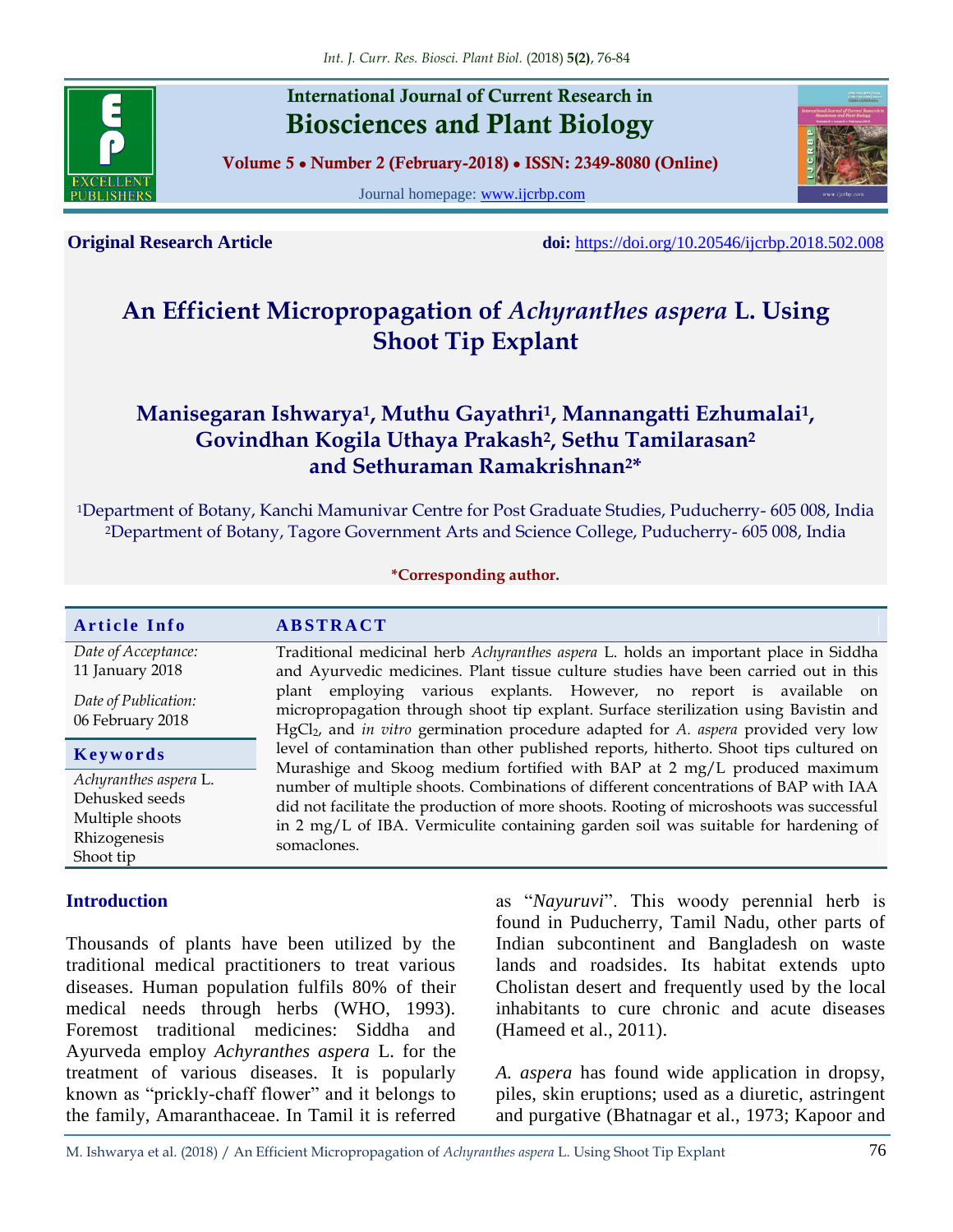**Original Research Article** **doi:** https://doi.org/10.20546/ijcrbp.2018.502.008

# An Efficient Micropropagation of *Achyranthes aspera* L. Using Shoot Tip Explant

**Manisegaran Ishwarya[1], Muthu Gayathri[1], Mannangatti Ezhumalai[1], Govindhan Kogila Uthaya Prakash[2], Sethu Tamilarasan[2] and Sethuraman Ramakrishnan[2]***

[1]Department of Botany, Kanchi Mamunivar Centre for Post Graduate Studies, Puducherry- 605 008, India
[2]Department of Botany, Tagore Government Arts and Science College, Puducherry- 605 008, India

***Corresponding author.**

| Article Info | ABSTRACT |
|---|---|
| *Date of Acceptance:* 11 January 2018<br>*Date of Publication:* 06 February 2018<br>**Keywords**<br>*Achyranthes aspera* L.<br>Dehusked seeds<br>Multiple shoots<br>Rhizogenesis<br>Shoot tip | Traditional medicinal herb *Achyranthes aspera* L. holds an important place in Siddha and Ayurvedic medicines. Plant tissue culture studies have been carried out in this plant employing various explants. However, no report is available on micropropagation through shoot tip explant. Surface sterilization using Bavistin and $HgCl_2$, and *in vitro* germination procedure adapted for *A. aspera* provided very low level of contamination than other published reports, hitherto. Shoot tips cultured on Murashige and Skoog medium fortified with BAP at 2 mg/L produced maximum number of multiple shoots. Combinations of different concentrations of BAP with IAA did not facilitate the production of more shoots. Rooting of microshoots was successful in 2 mg/L of IBA. Vermiculite containing garden soil was suitable for hardening of somaclones. |

## Introduction

Thousands of plants have been utilized by the traditional medical practitioners to treat various diseases. Human population fulfils 80% of their medical needs through herbs (WHO, 1993). Foremost traditional medicines: Siddha and Ayurveda employ *Achyranthes aspera* L. for the treatment of various diseases. It is popularly known as "prickly-chaff flower" and it belongs to the family, Amaranthaceae. In Tamil it is referred as "*Nayuruvi*". This woody perennial herb is found in Puducherry, Tamil Nadu, other parts of Indian subcontinent and Bangladesh on waste lands and roadsides. Its habitat extends upto Cholistan desert and frequently used by the local inhabitants to cure chronic and acute diseases (Hameed et al., 2011).

*A. aspera* has found wide application in dropsy, piles, skin eruptions; used as a diuretic, astringent and purgative (Bhatnagar et al., 1973; Kapoor and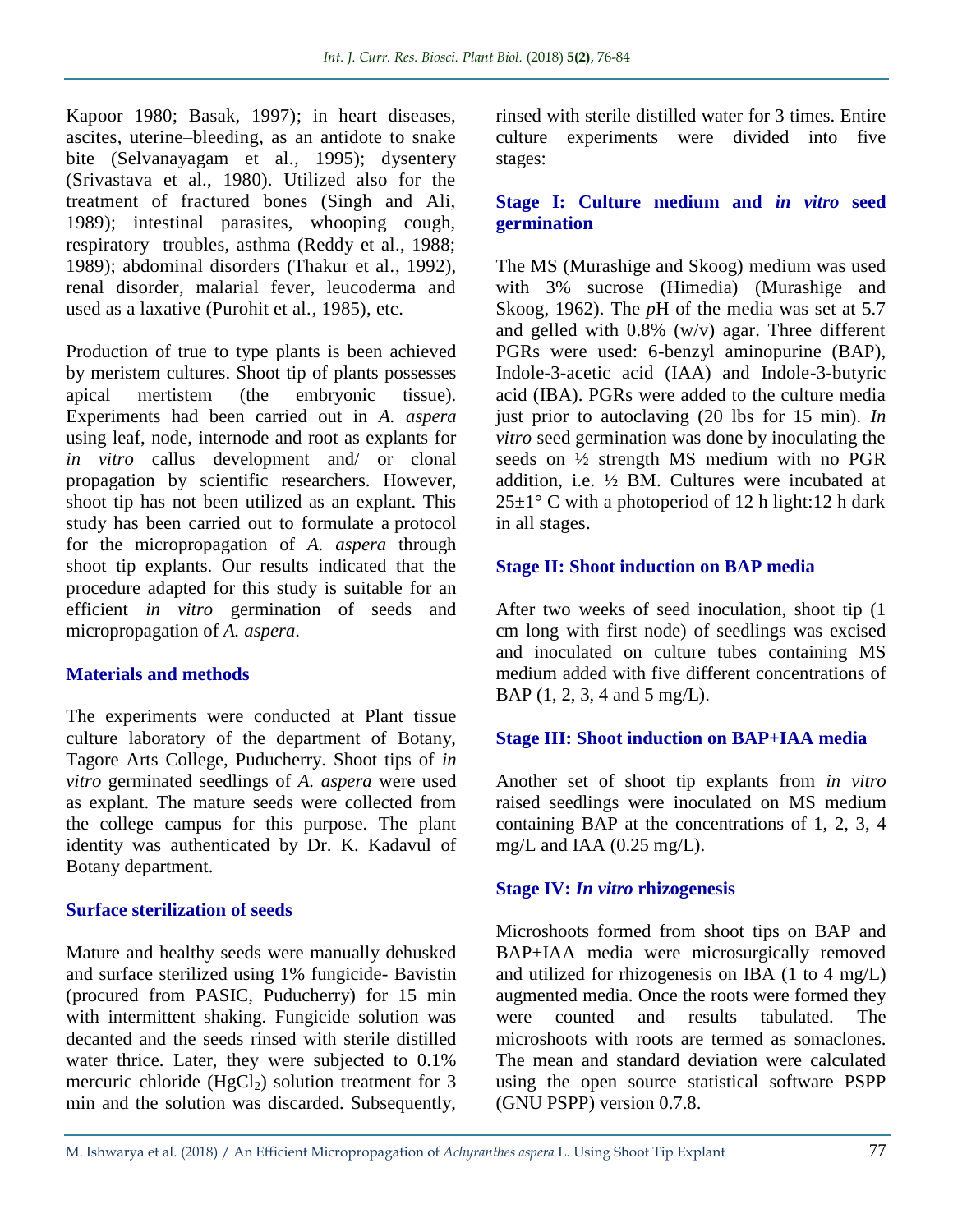Kapoor 1980; Basak, 1997); in heart diseases, ascites, uterine–bleeding, as an antidote to snake bite (Selvanayagam et al., 1995); dysentery (Srivastava et al., 1980). Utilized also for the treatment of fractured bones (Singh and Ali, 1989); intestinal parasites, whooping cough, respiratory troubles, asthma (Reddy et al., 1988; 1989); abdominal disorders (Thakur et al., 1992), renal disorder, malarial fever, leucoderma and used as a laxative (Purohit et al., 1985), etc.

Production of true to type plants is been achieved by meristem cultures. Shoot tip of plants possesses apical mertistem (the embryonic tissue). Experiments had been carried out in *A. aspera* using leaf, node, internode and root as explants for *in vitro* callus development and/ or clonal propagation by scientific researchers. However, shoot tip has not been utilized as an explant. This study has been carried out to formulate a protocol for the micropropagation of *A. aspera* through shoot tip explants. Our results indicated that the procedure adapted for this study is suitable for an efficient *in vitro* germination of seeds and micropropagation of *A. aspera*.

## Materials and methods

The experiments were conducted at Plant tissue culture laboratory of the department of Botany, Tagore Arts College, Puducherry. Shoot tips of *in vitro* germinated seedlings of *A. aspera* were used as explant. The mature seeds were collected from the college campus for this purpose. The plant identity was authenticated by Dr. K. Kadavul of Botany department.

### Surface sterilization of seeds

Mature and healthy seeds were manually dehusked and surface sterilized using 1% fungicide- Bavistin (procured from PASIC, Puducherry) for 15 min with intermittent shaking. Fungicide solution was decanted and the seeds rinsed with sterile distilled water thrice. Later, they were subjected to 0.1% mercuric chloride ($HgCl_2$) solution treatment for 3 min and the solution was discarded. Subsequently, rinsed with sterile distilled water for 3 times. Entire culture experiments were divided into five stages:

### Stage I: Culture medium and *in vitro* seed germination

The MS (Murashige and Skoog) medium was used with 3% sucrose (Himedia) (Murashige and Skoog, 1962). The *p*H of the media was set at 5.7 and gelled with 0.8% (w/v) agar. Three different PGRs were used: 6-benzyl aminopurine (BAP), Indole-3-acetic acid (IAA) and Indole-3-butyric acid (IBA). PGRs were added to the culture media just prior to autoclaving (20 lbs for 15 min). *In vitro* seed germination was done by inoculating the seeds on ½ strength MS medium with no PGR addition, i.e. ½ BM. Cultures were incubated at 25±1° C with a photoperiod of 12 h light:12 h dark in all stages.

### Stage II: Shoot induction on BAP media

After two weeks of seed inoculation, shoot tip (1 cm long with first node) of seedlings was excised and inoculated on culture tubes containing MS medium added with five different concentrations of BAP (1, 2, 3, 4 and 5 mg/L).

### Stage III: Shoot induction on BAP+IAA media

Another set of shoot tip explants from *in vitro* raised seedlings were inoculated on MS medium containing BAP at the concentrations of 1, 2, 3, 4 mg/L and IAA (0.25 mg/L).

### Stage IV: *In vitro* rhizogenesis

Microshoots formed from shoot tips on BAP and BAP+IAA media were microsurgically removed and utilized for rhizogenesis on IBA (1 to 4 mg/L) augmented media. Once the roots were formed they were counted and results tabulated. The microshoots with roots are termed as somaclones. The mean and standard deviation were calculated using the open source statistical software PSPP (GNU PSPP) version 0.7.8.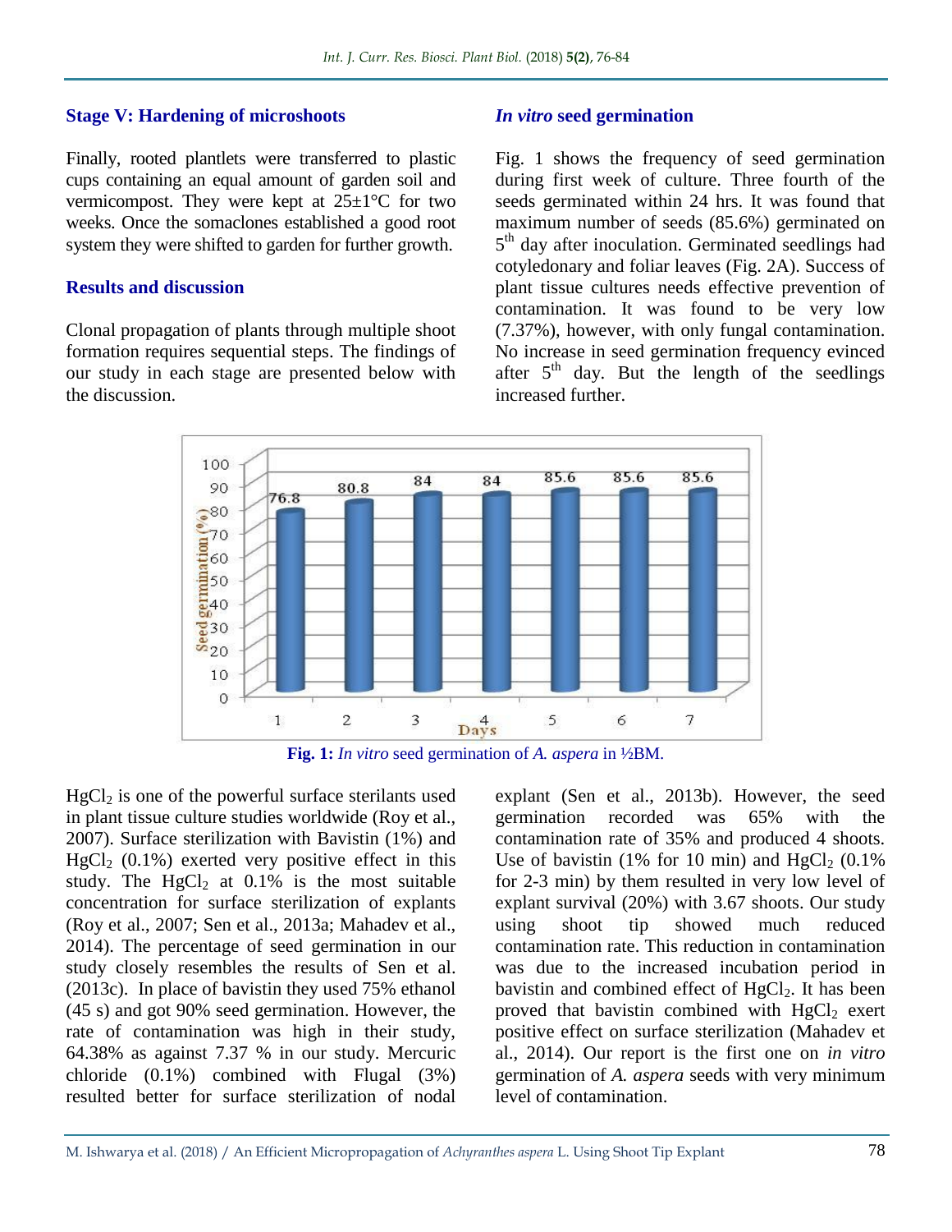### Stage V: Hardening of microshoots

Finally, rooted plantlets were transferred to plastic cups containing an equal amount of garden soil and vermicompost. They were kept at 25±1°C for two weeks. Once the somaclones established a good root system they were shifted to garden for further growth.

## Results and discussion

Clonal propagation of plants through multiple shoot formation requires sequential steps. The findings of our study in each stage are presented below with the discussion.

### *In vitro* seed germination

Fig. 1 shows the frequency of seed germination during first week of culture. Three fourth of the seeds germinated within 24 hrs. It was found that maximum number of seeds (85.6%) germinated on 5th day after inoculation. Germinated seedlings had cotyledonary and foliar leaves (Fig. 2A). Success of plant tissue cultures needs effective prevention of contamination. It was found to be very low (7.37%), however, with only fungal contamination. No increase in seed germination frequency evinced after 5th day. But the length of the seedlings increased further.

**Fig. 1:** *In vitro* seed germination of *A. aspera* in ½BM.

$HgCl_2$ is one of the powerful surface sterilants used in plant tissue culture studies worldwide (Roy et al., 2007). Surface sterilization with Bavistin (1%) and $HgCl_2$ (0.1%) exerted very positive effect in this study. The $HgCl_2$ at 0.1% is the most suitable concentration for surface sterilization of explants (Roy et al., 2007; Sen et al., 2013a; Mahadev et al., 2014). The percentage of seed germination in our study closely resembles the results of Sen et al. (2013c). In place of bavistin they used 75% ethanol (45 s) and got 90% seed germination. However, the rate of contamination was high in their study, 64.38% as against 7.37 % in our study. Mercuric chloride (0.1%) combined with Flugal (3%) resulted better for surface sterilization of nodal explant (Sen et al., 2013b). However, the seed germination recorded was 65% with the contamination rate of 35% and produced 4 shoots. Use of bavistin (1% for 10 min) and $HgCl_2$ (0.1% for 2-3 min) by them resulted in very low level of explant survival (20%) with 3.67 shoots. Our study using shoot tip showed much reduced contamination rate. This reduction in contamination was due to the increased incubation period in bavistin and combined effect of $HgCl_2$. It has been proved that bavistin combined with $HgCl_2$ exert positive effect on surface sterilization (Mahadev et al., 2014). Our report is the first one on *in vitro* germination of *A. aspera* seeds with very minimum level of contamination.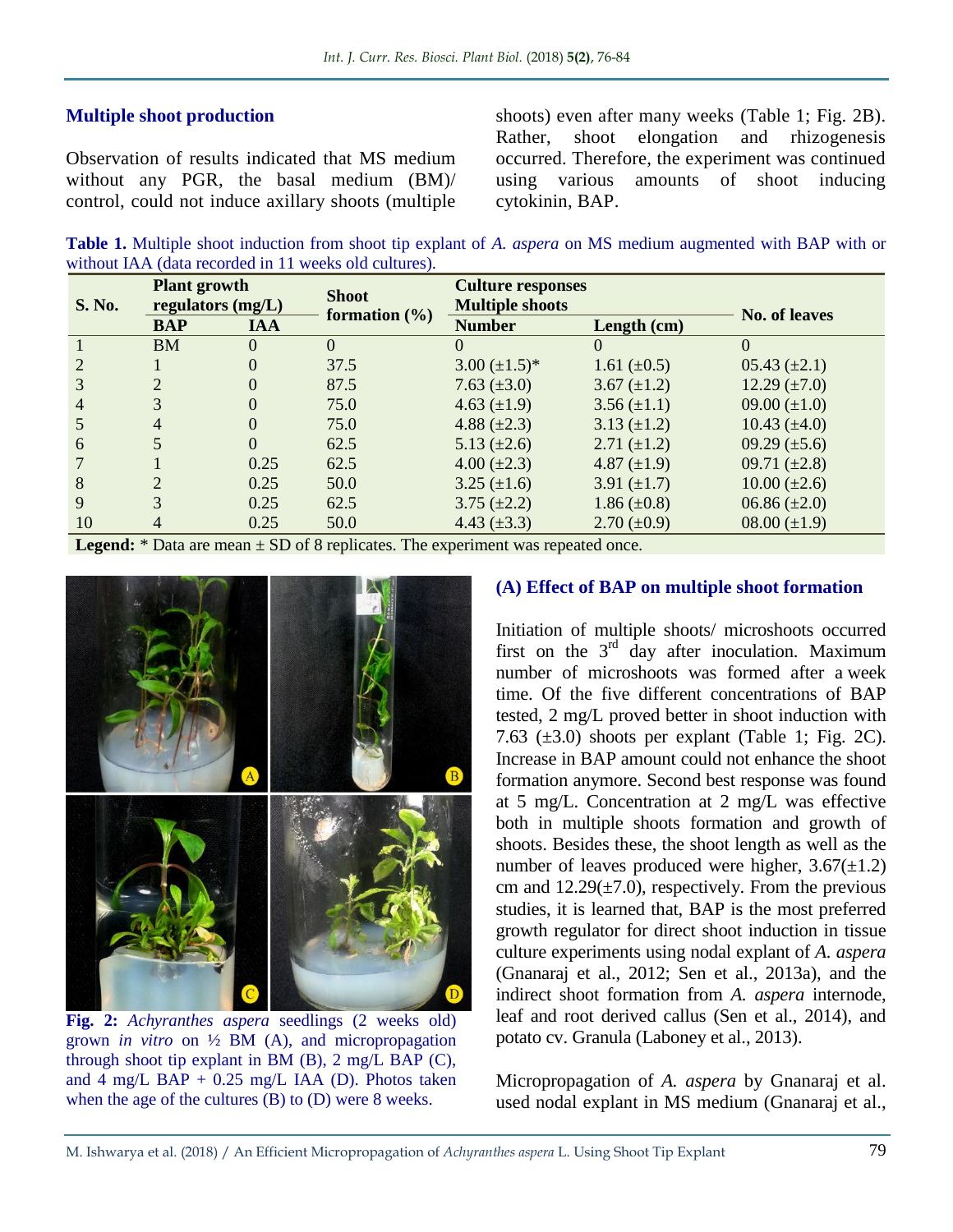### Multiple shoot production

Observation of results indicated that MS medium without any PGR, the basal medium (BM)/ control, could not induce axillary shoots (multiple shoots) even after many weeks (Table 1; Fig. 2B). Rather, shoot elongation and rhizogenesis occurred. Therefore, the experiment was continued using various amounts of shoot inducing cytokinin, BAP.

**Table 1.** Multiple shoot induction from shoot tip explant of *A. aspera* on MS medium augmented with BAP with or without IAA (data recorded in 11 weeks old cultures).

| S. No. | Plant growth regulators (mg/L) | | Shoot formation (%) | Culture responses Multiple shoots | | No. of leaves |
|---|---|---|---|---|---|---|
| | BAP | IAA | | Number | Length (cm) | |
| 1 | BM | 0 | 0 | 0 | 0 | 0 |
| 2 | 1 | 0 | 37.5 | 3.00 (±1.5)* | 1.61 (±0.5) | 05.43 (±2.1) |
| 3 | 2 | 0 | 87.5 | 7.63 (±3.0) | 3.67 (±1.2) | 12.29 (±7.0) |
| 4 | 3 | 0 | 75.0 | 4.63 (±1.9) | 3.56 (±1.1) | 09.00 (±1.0) |
| 5 | 4 | 0 | 75.0 | 4.88 (±2.3) | 3.13 (±1.2) | 10.43 (±4.0) |
| 6 | 5 | 0 | 62.5 | 5.13 (±2.6) | 2.71 (±1.2) | 09.29 (±5.6) |
| 7 | 1 | 0.25 | 62.5 | 4.00 (±2.3) | 4.87 (±1.9) | 09.71 (±2.8) |
| 8 | 2 | 0.25 | 50.0 | 3.25 (±1.6) | 3.91 (±1.7) | 10.00 (±2.6) |
| 9 | 3 | 0.25 | 62.5 | 3.75 (±2.2) | 1.86 (±0.8) | 06.86 (±2.0) |
| 10 | 4 | 0.25 | 50.0 | 4.43 (±3.3) | 2.70 (±0.9) | 08.00 (±1.9) |

**Legend:** * Data are mean ± SD of 8 replicates. The experiment was repeated once.

**Fig. 2:** *Achyranthes aspera* seedlings (2 weeks old) grown *in vitro* on ½ BM (A), and micropropagation through shoot tip explant in BM (B), 2 mg/L BAP (C), and 4 mg/L BAP + 0.25 mg/L IAA (D). Photos taken when the age of the cultures (B) to (D) were 8 weeks.

### (A) Effect of BAP on multiple shoot formation

Initiation of multiple shoots/ microshoots occurred first on the 3rd day after inoculation. Maximum number of microshoots was formed after a week time. Of the five different concentrations of BAP tested, 2 mg/L proved better in shoot induction with 7.63 (±3.0) shoots per explant (Table 1; Fig. 2C). Increase in BAP amount could not enhance the shoot formation anymore. Second best response was found at 5 mg/L. Concentration at 2 mg/L was effective both in multiple shoots formation and growth of shoots. Besides these, the shoot length as well as the number of leaves produced were higher, 3.67(±1.2) cm and 12.29(±7.0), respectively. From the previous studies, it is learned that, BAP is the most preferred growth regulator for direct shoot induction in tissue culture experiments using nodal explant of *A. aspera* (Gnanaraj et al., 2012; Sen et al., 2013a), and the indirect shoot formation from *A. aspera* internode, leaf and root derived callus (Sen et al., 2014), and potato cv. Granula (Laboney et al., 2013).

Micropropagation of *A. aspera* by Gnanaraj et al. used nodal explant in MS medium (Gnanaraj et al.,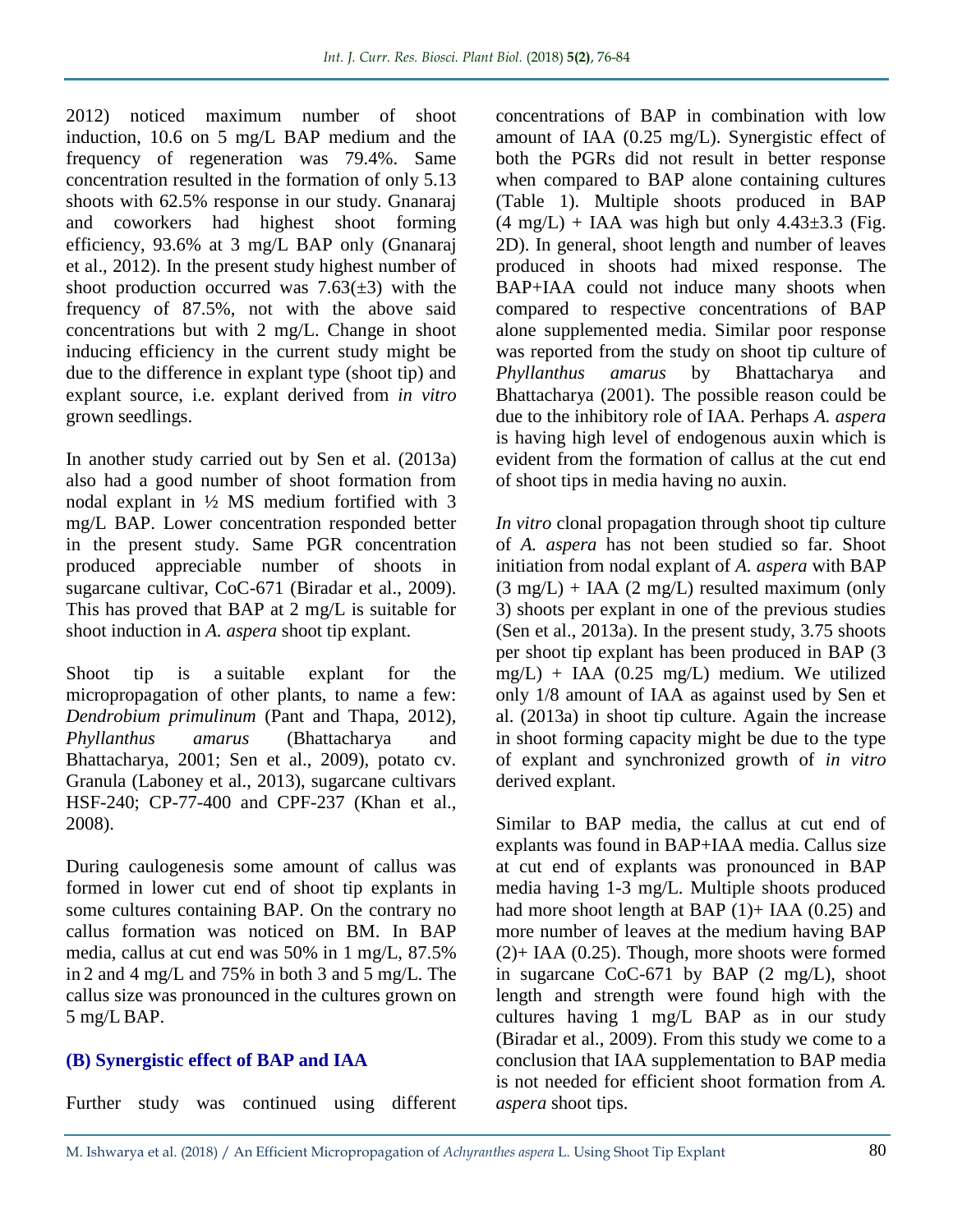2012) noticed maximum number of shoot induction, 10.6 on 5 mg/L BAP medium and the frequency of regeneration was 79.4%. Same concentration resulted in the formation of only 5.13 shoots with 62.5% response in our study. Gnanaraj and coworkers had highest shoot forming efficiency, 93.6% at 3 mg/L BAP only (Gnanaraj et al., 2012). In the present study highest number of shoot production occurred was 7.63(±3) with the frequency of 87.5%, not with the above said concentrations but with 2 mg/L. Change in shoot inducing efficiency in the current study might be due to the difference in explant type (shoot tip) and explant source, i.e. explant derived from *in vitro* grown seedlings.

In another study carried out by Sen et al. (2013a) also had a good number of shoot formation from nodal explant in ½ MS medium fortified with 3 mg/L BAP. Lower concentration responded better in the present study. Same PGR concentration produced appreciable number of shoots in sugarcane cultivar, CoC-671 (Biradar et al., 2009). This has proved that BAP at 2 mg/L is suitable for shoot induction in *A. aspera* shoot tip explant.

Shoot tip is a suitable explant for the micropropagation of other plants, to name a few: *Dendrobium primulinum* (Pant and Thapa, 2012), *Phyllanthus amarus* (Bhattacharya and Bhattacharya, 2001; Sen et al., 2009), potato cv. Granula (Laboney et al., 2013), sugarcane cultivars HSF-240; CP-77-400 and CPF-237 (Khan et al., 2008).

During caulogenesis some amount of callus was formed in lower cut end of shoot tip explants in some cultures containing BAP. On the contrary no callus formation was noticed on BM. In BAP media, callus at cut end was 50% in 1 mg/L, 87.5% in 2 and 4 mg/L and 75% in both 3 and 5 mg/L. The callus size was pronounced in the cultures grown on 5 mg/L BAP.

### (B) Synergistic effect of BAP and IAA

Further study was continued using different concentrations of BAP in combination with low amount of IAA (0.25 mg/L). Synergistic effect of both the PGRs did not result in better response when compared to BAP alone containing cultures (Table 1). Multiple shoots produced in BAP (4 mg/L) + IAA was high but only 4.43±3.3 (Fig. 2D). In general, shoot length and number of leaves produced in shoots had mixed response. The BAP+IAA could not induce many shoots when compared to respective concentrations of BAP alone supplemented media. Similar poor response was reported from the study on shoot tip culture of *Phyllanthus amarus* by Bhattacharya and Bhattacharya (2001). The possible reason could be due to the inhibitory role of IAA. Perhaps *A. aspera* is having high level of endogenous auxin which is evident from the formation of callus at the cut end of shoot tips in media having no auxin.

*In vitro* clonal propagation through shoot tip culture of *A. aspera* has not been studied so far. Shoot initiation from nodal explant of *A. aspera* with BAP (3 mg/L) + IAA (2 mg/L) resulted maximum (only 3) shoots per explant in one of the previous studies (Sen et al., 2013a). In the present study, 3.75 shoots per shoot tip explant has been produced in BAP (3 mg/L) + IAA (0.25 mg/L) medium. We utilized only 1/8 amount of IAA as against used by Sen et al. (2013a) in shoot tip culture. Again the increase in shoot forming capacity might be due to the type of explant and synchronized growth of *in vitro* derived explant.

Similar to BAP media, the callus at cut end of explants was found in BAP+IAA media. Callus size at cut end of explants was pronounced in BAP media having 1-3 mg/L. Multiple shoots produced had more shoot length at BAP (1)+ IAA (0.25) and more number of leaves at the medium having BAP (2)+ IAA (0.25). Though, more shoots were formed in sugarcane CoC-671 by BAP (2 mg/L), shoot length and strength were found high with the cultures having 1 mg/L BAP as in our study (Biradar et al., 2009). From this study we come to a conclusion that IAA supplementation to BAP media is not needed for efficient shoot formation from *A. aspera* shoot tips.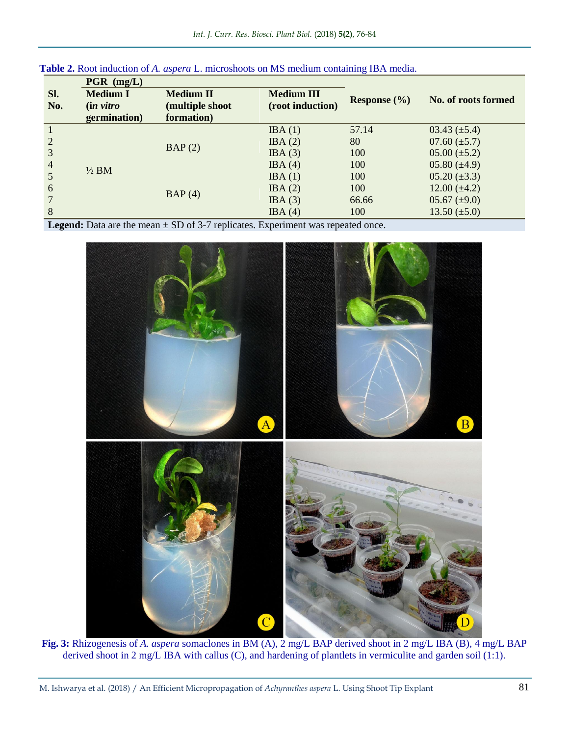**Table 2.** Root induction of *A. aspera* L. microshoots on MS medium containing IBA media.

| Sl. No. | PGR (mg/L) Medium I (*in vitro* germination) | Medium II (multiple shoot formation) | Medium III (root induction) | Response (%) | No. of roots formed |
|---|---|---|---|---|---|
| 1 | ½ BM | BAP (2) | IBA (1) | 57.14 | 03.43 (±5.4) |
| 2 | | | IBA (2) | 80 | 07.60 (±5.7) |
| 3 | | | IBA (3) | 100 | 05.00 (±5.2) |
| 4 | | | IBA (4) | 100 | 05.80 (±4.9) |
| 5 | | BAP (4) | IBA (1) | 100 | 05.20 (±3.3) |
| 6 | | | IBA (2) | 100 | 12.00 (±4.2) |
| 7 | | | IBA (3) | 66.66 | 05.67 (±9.0) |
| 8 | | | IBA (4) | 100 | 13.50 (±5.0) |

**Legend:** Data are the mean ± SD of 3-7 replicates. Experiment was repeated once.

**Fig. 3:** Rhizogenesis of *A. aspera* somaclones in BM (A), 2 mg/L BAP derived shoot in 2 mg/L IBA (B), 4 mg/L BAP derived shoot in 2 mg/L IBA with callus (C), and hardening of plantlets in vermiculite and garden soil (1:1).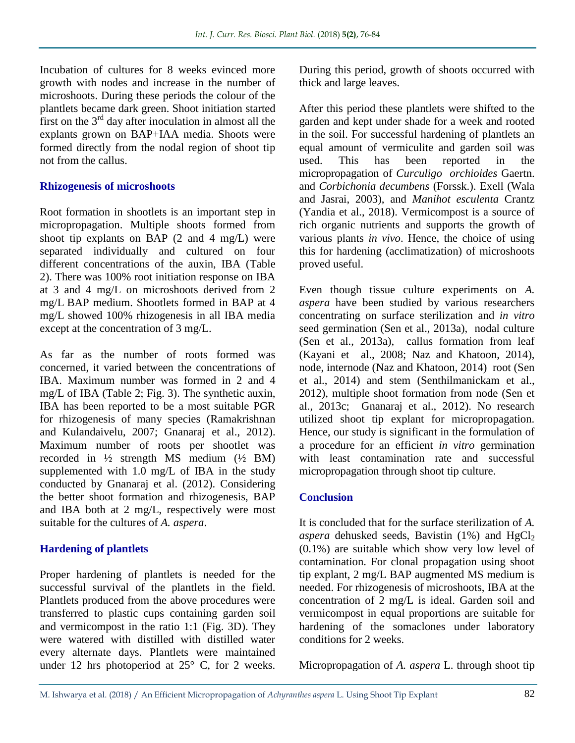Incubation of cultures for 8 weeks evinced more growth with nodes and increase in the number of microshoots. During these periods the colour of the plantlets became dark green. Shoot initiation started first on the 3rd day after inoculation in almost all the explants grown on BAP+IAA media. Shoots were formed directly from the nodal region of shoot tip not from the callus.

### Rhizogenesis of microshoots

Root formation in shootlets is an important step in micropropagation. Multiple shoots formed from shoot tip explants on BAP (2 and 4 mg/L) were separated individually and cultured on four different concentrations of the auxin, IBA (Table 2). There was 100% root initiation response on IBA at 3 and 4 mg/L on microshoots derived from 2 mg/L BAP medium. Shootlets formed in BAP at 4 mg/L showed 100% rhizogenesis in all IBA media except at the concentration of 3 mg/L.

As far as the number of roots formed was concerned, it varied between the concentrations of IBA. Maximum number was formed in 2 and 4 mg/L of IBA (Table 2; Fig. 3). The synthetic auxin, IBA has been reported to be a most suitable PGR for rhizogenesis of many species (Ramakrishnan and Kulandaivelu, 2007; Gnanaraj et al., 2012). Maximum number of roots per shootlet was recorded in ½ strength MS medium (½ BM) supplemented with 1.0 mg/L of IBA in the study conducted by Gnanaraj et al. (2012). Considering the better shoot formation and rhizogenesis, BAP and IBA both at 2 mg/L, respectively were most suitable for the cultures of *A. aspera*.

### Hardening of plantlets

Proper hardening of plantlets is needed for the successful survival of the plantlets in the field. Plantlets produced from the above procedures were transferred to plastic cups containing garden soil and vermicompost in the ratio 1:1 (Fig. 3D). They were watered with distilled with distilled water every alternate days. Plantlets were maintained under 12 hrs photoperiod at 25° C, for 2 weeks. During this period, growth of shoots occurred with thick and large leaves.

After this period these plantlets were shifted to the garden and kept under shade for a week and rooted in the soil. For successful hardening of plantlets an equal amount of vermiculite and garden soil was used. This has been reported in the micropropagation of *Curculigo orchioides* Gaertn. and *Corbichonia decumbens* (Forssk.). Exell (Wala and Jasrai, 2003), and *Manihot esculenta* Crantz (Yandia et al., 2018). Vermicompost is a source of rich organic nutrients and supports the growth of various plants *in vivo*. Hence, the choice of using this for hardening (acclimatization) of microshoots proved useful.

Even though tissue culture experiments on *A. aspera* have been studied by various researchers concentrating on surface sterilization and *in vitro* seed germination (Sen et al., 2013a), nodal culture (Sen et al., 2013a), callus formation from leaf (Kayani et al., 2008; Naz and Khatoon, 2014), node, internode (Naz and Khatoon, 2014) root (Sen et al., 2014) and stem (Senthilmanickam et al., 2012), multiple shoot formation from node (Sen et al., 2013c; Gnanaraj et al., 2012). No research utilized shoot tip explant for micropropagation. Hence, our study is significant in the formulation of a procedure for an efficient *in vitro* germination with least contamination rate and successful micropropagation through shoot tip culture.

### Conclusion

It is concluded that for the surface sterilization of *A. aspera* dehusked seeds, Bavistin (1%) and $HgCl_2$ (0.1%) are suitable which show very low level of contamination. For clonal propagation using shoot tip explant, 2 mg/L BAP augmented MS medium is needed. For rhizogenesis of microshoots, IBA at the concentration of 2 mg/L is ideal. Garden soil and vermicompost in equal proportions are suitable for hardening of the somaclones under laboratory conditions for 2 weeks.

Micropropagation of *A. aspera* L. through shoot tip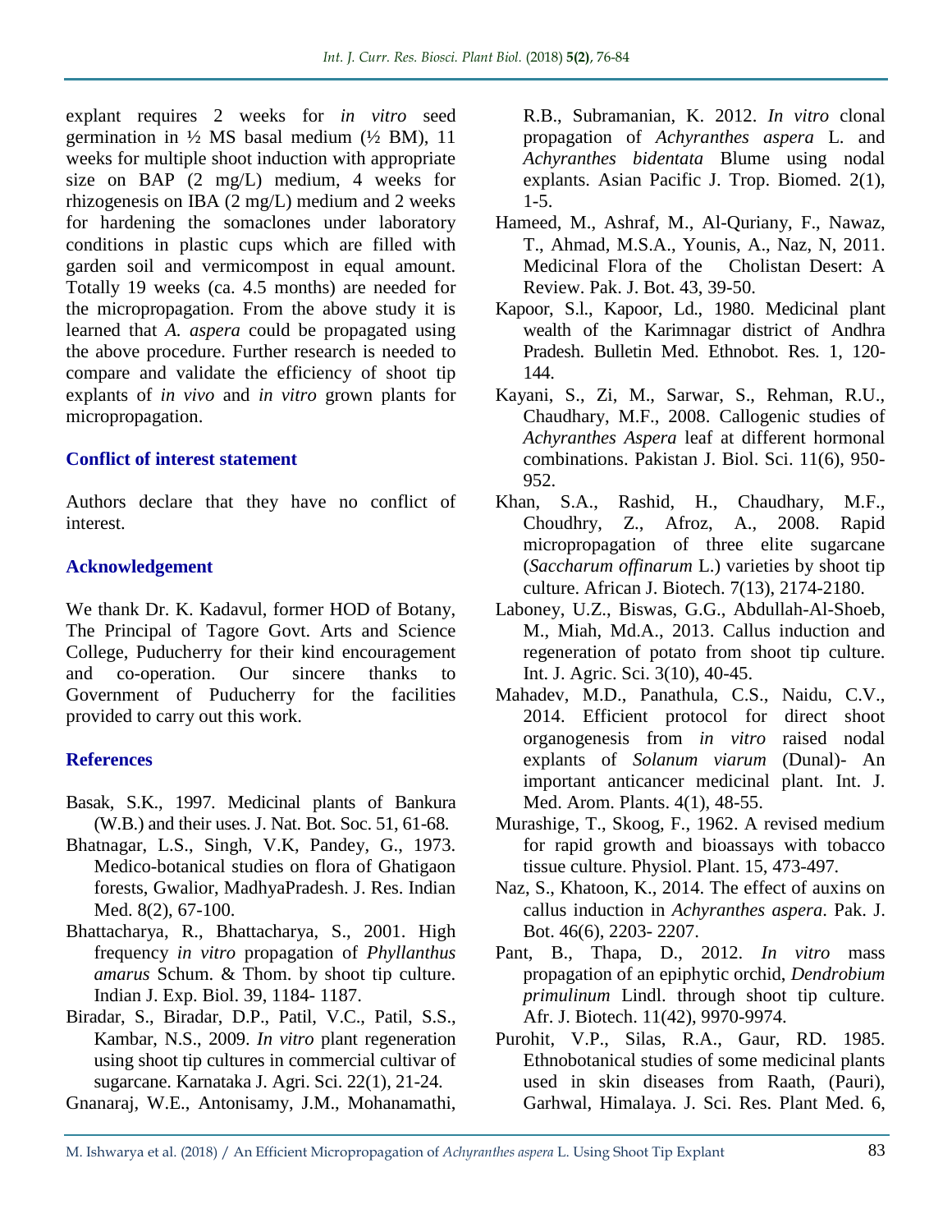explant requires 2 weeks for *in vitro* seed germination in ½ MS basal medium (½ BM), 11 weeks for multiple shoot induction with appropriate size on BAP (2 mg/L) medium, 4 weeks for rhizogenesis on IBA (2 mg/L) medium and 2 weeks for hardening the somaclones under laboratory conditions in plastic cups which are filled with garden soil and vermicompost in equal amount. Totally 19 weeks (ca. 4.5 months) are needed for the micropropagation. From the above study it is learned that *A. aspera* could be propagated using the above procedure. Further research is needed to compare and validate the efficiency of shoot tip explants of *in vivo* and *in vitro* grown plants for micropropagation.

## Conflict of interest statement

Authors declare that they have no conflict of interest.

## Acknowledgement

We thank Dr. K. Kadavul, former HOD of Botany, The Principal of Tagore Govt. Arts and Science College, Puducherry for their kind encouragement and co-operation. Our sincere thanks to Government of Puducherry for the facilities provided to carry out this work.

## References

Basak, S.K., 1997. Medicinal plants of Bankura (W.B.) and their uses. J. Nat. Bot. Soc. 51, 61-68.

Bhatnagar, L.S., Singh, V.K, Pandey, G., 1973. Medico-botanical studies on flora of Ghatigaon forests, Gwalior, MadhyaPradesh. J. Res. Indian Med. 8(2), 67-100.

Bhattacharya, R., Bhattacharya, S., 2001. High frequency *in vitro* propagation of *Phyllanthus amarus* Schum. & Thom. by shoot tip culture. Indian J. Exp. Biol. 39, 1184- 1187.

Biradar, S., Biradar, D.P., Patil, V.C., Patil, S.S., Kambar, N.S., 2009. *In vitro* plant regeneration using shoot tip cultures in commercial cultivar of sugarcane. Karnataka J. Agri. Sci. 22(1), 21-24.

Gnanaraj, W.E., Antonisamy, J.M., Mohanamathi, R.B., Subramanian, K. 2012. *In vitro* clonal propagation of *Achyranthes aspera* L. and *Achyranthes bidentata* Blume using nodal explants. Asian Pacific J. Trop. Biomed. 2(1), 1-5.

Hameed, M., Ashraf, M., Al-Quriany, F., Nawaz, T., Ahmad, M.S.A., Younis, A., Naz, N, 2011. Medicinal Flora of the Cholistan Desert: A Review. Pak. J. Bot. 43, 39-50.

Kapoor, S.l., Kapoor, Ld., 1980. Medicinal plant wealth of the Karimnagar district of Andhra Pradesh. Bulletin Med. Ethnobot. Res. 1, 120-144.

Kayani, S., Zi, M., Sarwar, S., Rehman, R.U., Chaudhary, M.F., 2008. Callogenic studies of *Achyranthes Aspera* leaf at different hormonal combinations. Pakistan J. Biol. Sci. 11(6), 950-952.

Khan, S.A., Rashid, H., Chaudhary, M.F., Choudhry, Z., Afroz, A., 2008. Rapid micropropagation of three elite sugarcane (*Saccharum offinarum* L.) varieties by shoot tip culture. African J. Biotech. 7(13), 2174-2180.

Laboney, U.Z., Biswas, G.G., Abdullah-Al-Shoeb, M., Miah, Md.A., 2013. Callus induction and regeneration of potato from shoot tip culture. Int. J. Agric. Sci. 3(10), 40-45.

Mahadev, M.D., Panathula, C.S., Naidu, C.V., 2014. Efficient protocol for direct shoot organogenesis from *in vitro* raised nodal explants of *Solanum viarum* (Dunal)- An important anticancer medicinal plant. Int. J. Med. Arom. Plants. 4(1), 48-55.

Murashige, T., Skoog, F., 1962. A revised medium for rapid growth and bioassays with tobacco tissue culture. Physiol. Plant. 15, 473-497.

Naz, S., Khatoon, K., 2014. The effect of auxins on callus induction in *Achyranthes aspera*. Pak. J. Bot. 46(6), 2203- 2207.

Pant, B., Thapa, D., 2012. *In vitro* mass propagation of an epiphytic orchid, *Dendrobium primulinum* Lindl. through shoot tip culture. Afr. J. Biotech. 11(42), 9970-9974.

Purohit, V.P., Silas, R.A., Gaur, RD. 1985. Ethnobotanical studies of some medicinal plants used in skin diseases from Raath, (Pauri), Garhwal, Himalaya. J. Sci. Res. Plant Med. 6,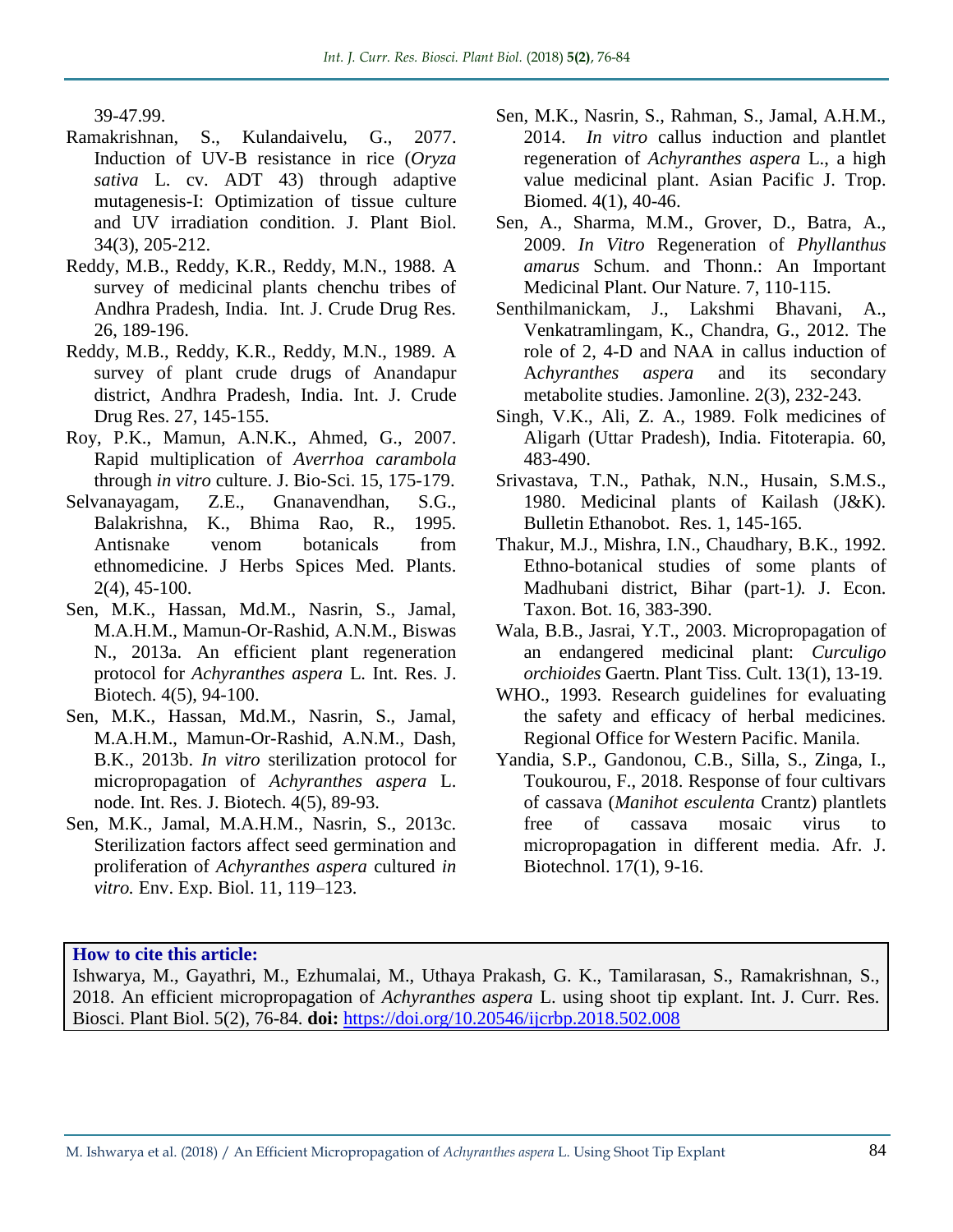39-47.99.

Ramakrishnan, S., Kulandaivelu, G., 2077. Induction of UV-B resistance in rice (*Oryza sativa* L. cv. ADT 43) through adaptive mutagenesis-I: Optimization of tissue culture and UV irradiation condition. J. Plant Biol. 34(3), 205-212.

Reddy, M.B., Reddy, K.R., Reddy, M.N., 1988. A survey of medicinal plants chenchu tribes of Andhra Pradesh, India. Int. J. Crude Drug Res. 26, 189-196.

Reddy, M.B., Reddy, K.R., Reddy, M.N., 1989. A survey of plant crude drugs of Anandapur district, Andhra Pradesh, India. Int. J. Crude Drug Res. 27, 145-155.

Roy, P.K., Mamun, A.N.K., Ahmed, G., 2007. Rapid multiplication of *Averrhoa carambola* through *in vitro* culture. J. Bio-Sci. 15, 175-179.

Selvanayagam, Z.E., Gnanavendhan, S.G., Balakrishna, K., Bhima Rao, R., 1995. Antisnake venom botanicals from ethnomedicine. J Herbs Spices Med. Plants. 2(4), 45-100.

Sen, M.K., Hassan, Md.M., Nasrin, S., Jamal, M.A.H.M., Mamun-Or-Rashid, A.N.M., Biswas N., 2013a. An efficient plant regeneration protocol for *Achyranthes aspera* L. Int. Res. J. Biotech. 4(5), 94-100.

Sen, M.K., Hassan, Md.M., Nasrin, S., Jamal, M.A.H.M., Mamun-Or-Rashid, A.N.M., Dash, B.K., 2013b. *In vitro* sterilization protocol for micropropagation of *Achyranthes aspera* L. node. Int. Res. J. Biotech. 4(5), 89-93.

Sen, M.K., Jamal, M.A.H.M., Nasrin, S., 2013c. Sterilization factors affect seed germination and proliferation of *Achyranthes aspera* cultured *in vitro.* Env. Exp. Biol. 11, 119–123.

Sen, M.K., Nasrin, S., Rahman, S., Jamal, A.H.M., 2014. *In vitro* callus induction and plantlet regeneration of *Achyranthes aspera* L., a high value medicinal plant. Asian Pacific J. Trop. Biomed. 4(1), 40-46.

Sen, A., Sharma, M.M., Grover, D., Batra, A., 2009. *In Vitro* Regeneration of *Phyllanthus amarus* Schum. and Thonn.: An Important Medicinal Plant. Our Nature. 7, 110-115.

Senthilmanickam, J., Lakshmi Bhavani, A., Venkatramlingam, K., Chandra, G., 2012. The role of 2, 4-D and NAA in callus induction of A*chyranthes aspera* and its secondary metabolite studies. Jamonline. 2(3), 232-243.

Singh, V.K., Ali, Z. A., 1989. Folk medicines of Aligarh (Uttar Pradesh), India. Fitoterapia. 60, 483-490.

Srivastava, T.N., Pathak, N.N., Husain, S.M.S., 1980. Medicinal plants of Kailash (J&K). Bulletin Ethanobot. Res. 1, 145-165.

Thakur, M.J., Mishra, I.N., Chaudhary, B.K., 1992. Ethno-botanical studies of some plants of Madhubani district, Bihar (part-1*).* J. Econ. Taxon. Bot. 16, 383-390.

Wala, B.B., Jasrai, Y.T., 2003. Micropropagation of an endangered medicinal plant: *Curculigo orchioides* Gaertn. Plant Tiss. Cult. 13(1), 13-19.

WHO., 1993. Research guidelines for evaluating the safety and efficacy of herbal medicines. Regional Office for Western Pacific. Manila.

Yandia, S.P., Gandonou, C.B., Silla, S., Zinga, I., Toukourou, F., 2018. Response of four cultivars of cassava (*Manihot esculenta* Crantz) plantlets free of cassava mosaic virus to micropropagation in different media. Afr. J. Biotechnol. 17(1), 9-16.

**How to cite this article:**

Ishwarya, M., Gayathri, M., Ezhumalai, M., Uthaya Prakash, G. K., Tamilarasan, S., Ramakrishnan, S., 2018. An efficient micropropagation of *Achyranthes aspera* L. using shoot tip explant. Int. J. Curr. Res. Biosci. Plant Biol. 5(2), 76-84. **doi:** https://doi.org/10.20546/ijcrbp.2018.502.008